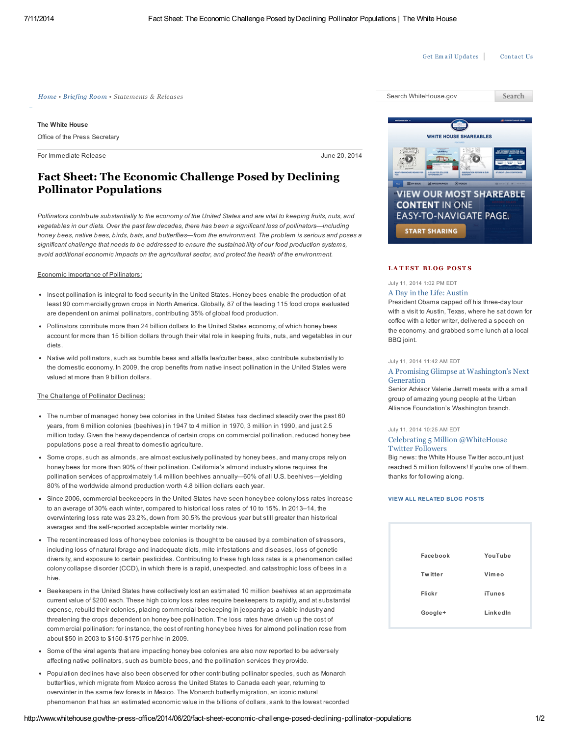Get Email Updates | Contact Us

Home • Briefing Room • Statements & Releases

The White House

Office of the Press Secretary

For Immediate Release June 20, 2014

# Fact Sheet: The Economic Challenge Posed by Declining Pollinator Populations

*Pollinators contribute substantially to the economy of the United States and are vital to keeping fruits, nuts, and vegetables in our diets. Over the past few decades, there has been a significant loss of pollinators—including honey bees, native bees, birds, bats, and butterflies—from the environment. The problem is serious and poses a significant challenge that needs to be addressed to ensure the sustainability of our food production systems, avoid additional economic impacts on the agricultural sector, and protect the health of the environment.*

Economic Importance of Pollinators:

- Insect pollination is integral to food security in the United States. Honey bees enable the production of at least 90 commercially grown crops in North America. Globally, 87 of the leading 115 food crops evaluated are dependent on animal pollinators, contributing 35% of global food production.
- Pollinators contribute more than 24 billion dollars to the United States economy, of which honey bees account for more than 15 billion dollars through their vital role in keeping fruits, nuts, and vegetables in our diets.
- Native wild pollinators, such as bumble bees and alfalfa leafcutter bees, also contribute substantially to the domestic economy. In 2009, the crop benefits from native insect pollination in the United States were valued at more than 9 billion dollars.

The Challenge of Pollinator Declines:

- The number of managed honey bee colonies in the United States has declined steadily over the past 60 years, from 6 million colonies (beehives) in 1947 to 4 million in 1970, 3 million in 1990, and just 2.5 million today. Given the heavy dependence of certain crops on commercial pollination, reduced honey bee populations pose a real threat to domestic agriculture.
- Some crops, such as almonds, are almost exclusively pollinated by honey bees, and many crops rely on honey bees for more than 90% of their pollination. California's almond industry alone requires the pollination services of approximately 1.4 million beehives annually—60% of all U.S. beehives—yielding 80% of the worldwide almond production worth 4.8 billion dollars each year.
- Since 2006, commercial beekeepers in the United States have seen honey bee colony loss rates increase to an average of 30% each winter, compared to historical loss rates of 10 to 15%. In 2013–14, the overwintering loss rate was 23.2%, down from 30.5% the previous year but still greater than historical averages and the self-reported acceptable winter mortality rate.
- The recent increased loss of honey bee colonies is thought to be caused by a combination of stressors, including loss of natural forage and inadequate diets, mite infestations and diseases, loss of genetic diversity, and exposure to certain pesticides. Contributing to these high loss rates is a phenomenon called colony collapse disorder (CCD), in which there is a rapid, unexpected, and catastrophic loss of bees in a hive.
- Beekeepers in the United States have collectively lost an estimated 10 million beehives at an approximate current value of $200 each. These high colony loss rates require beekeepers to rapidly, and at substantial expense, rebuild their colonies, placing commercial beekeeping in jeopardy as a viable industry and threatening the crops dependent on honey bee pollination. The loss rates have driven up the cost of commercial pollination: for instance, the cost of renting honey bee hives for almond pollination rose from about $50 in 2003 to $150-$175 per hive in 2009.
- Some of the viral agents that are impacting honey bee colonies are also now reported to be adversely affecting native pollinators, such as bumble bees, and the pollination services they provide.
- Population declines have also been observed for other contributing pollinator species, such as Monarch butterflies, which migrate from Mexico across the United States to Canada each year, returning to overwinter in the same few forests in Mexico. The Monarch butterfly migration, an iconic natural phenomenon that has an estimated economic value in the billions of dollars, sank to the lowest recorded

Search WhiteHouse.gov Search

WHITE HOUSE SHAREABLES

VIEW OUR MOST SHAREABLE CONTENT IN ONE EASY-TO-NAVIGATE PAGE.

START SHARING

LATEST BLOG POSTS

July 11, 2014 1:02 PM EDT

A Day in the Life: Austin

President Obama capped off his three-day tour with a visit to Austin, Texas, where he sat down for coffee with a letter writer, delivered a speech on the economy, and grabbed some lunch at a local BBQ joint.

July 11, 2014 11:42 AM EDT

A Promising Glimpse at Washington's Next Generation

Senior Advisor Valerie Jarrett meets with a small group of amazing young people at the Urban Alliance Foundation's Washington branch.

July 11, 2014 10:25 AM EDT

Celebrating 5 Million @WhiteHouse Twitter Followers

Big news: the White House Twitter account just reached 5 million followers! If you're one of them, thanks for following along.

VIEW ALL RELATED BLOG POSTS

Facebook | YouTube | Twitter | Vimeo | Flickr | iTunes | Google+ | LinkedIn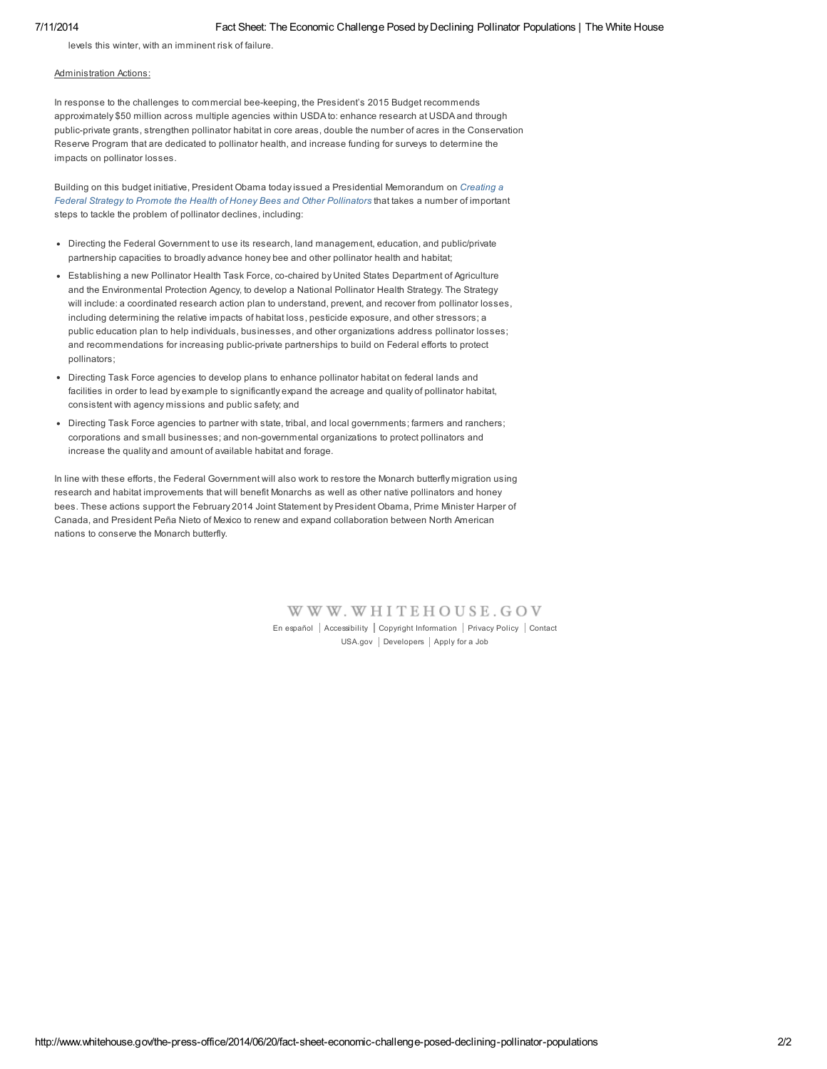levels this winter, with an imminent risk of failure.

Administration Actions:

In response to the challenges to commercial bee-keeping, the President's 2015 Budget recommends approximately $50 million across multiple agencies within USDA to: enhance research at USDA and through public-private grants, strengthen pollinator habitat in core areas, double the number of acres in the Conservation Reserve Program that are dedicated to pollinator health, and increase funding for surveys to determine the impacts on pollinator losses.

Building on this budget initiative, President Obama today issued a Presidential Memorandum on *Creating a Federal Strategy to Promote the Health of Honey Bees and Other Pollinators* that takes a number of important steps to tackle the problem of pollinator declines, including:

- Directing the Federal Government to use its research, land management, education, and public/private partnership capacities to broadly advance honey bee and other pollinator health and habitat;
- Establishing a new Pollinator Health Task Force, co-chaired by United States Department of Agriculture and the Environmental Protection Agency, to develop a National Pollinator Health Strategy. The Strategy will include: a coordinated research action plan to understand, prevent, and recover from pollinator losses, including determining the relative impacts of habitat loss, pesticide exposure, and other stressors; a public education plan to help individuals, businesses, and other organizations address pollinator losses; and recommendations for increasing public-private partnerships to build on Federal efforts to protect pollinators;
- Directing Task Force agencies to develop plans to enhance pollinator habitat on federal lands and facilities in order to lead by example to significantly expand the acreage and quality of pollinator habitat, consistent with agency missions and public safety; and
- Directing Task Force agencies to partner with state, tribal, and local governments; farmers and ranchers; corporations and small businesses; and non-governmental organizations to protect pollinators and increase the quality and amount of available habitat and forage.

In line with these efforts, the Federal Government will also work to restore the Monarch butterfly migration using research and habitat improvements that will benefit Monarchs as well as other native pollinators and honey bees. These actions support the February 2014 Joint Statement by President Obama, Prime Minister Harper of Canada, and President Peña Nieto of Mexico to renew and expand collaboration between North American nations to conserve the Monarch butterfly.

WWW.WHITEHOUSE.GOV

En español | Accessibility | Copyright Information | Privacy Policy | Contact
USA.gov | Developers | Apply for a Job